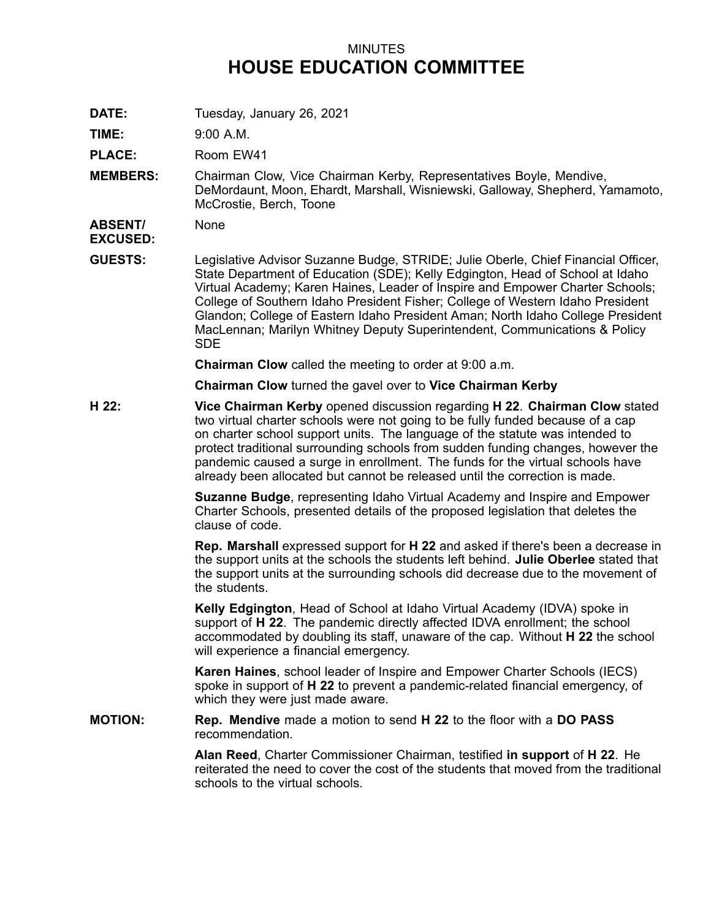# MINUTES

# HOUSE EDUCATION COMMITTEE

**DATE:** Tuesday, January 26, 2021

**TIME:** 9:00 A.M.

**PLACE:** Room EW41

**MEMBERS:** Chairman Clow, Vice Chairman Kerby, Representatives Boyle, Mendive, DeMordaunt, Moon, Ehardt, Marshall, Wisniewski, Galloway, Shepherd, Yamamoto, McCrostie, Berch, Toone

**ABSENT/ EXCUSED:** None

**GUESTS:** Legislative Advisor Suzanne Budge, STRIDE; Julie Oberle, Chief Financial Officer, State Department of Education (SDE); Kelly Edgington, Head of School at Idaho Virtual Academy; Karen Haines, Leader of Inspire and Empower Charter Schools; College of Southern Idaho President Fisher; College of Western Idaho President Glandon; College of Eastern Idaho President Aman; North Idaho College President MacLennan; Marilyn Whitney Deputy Superintendent, Communications & Policy SDE

**Chairman Clow** called the meeting to order at 9:00 a.m.

**Chairman Clow** turned the gavel over to **Vice Chairman Kerby**

**H 22:** **Vice Chairman Kerby** opened discussion regarding **H 22**. **Chairman Clow** stated two virtual charter schools were not going to be fully funded because of a cap on charter school support units. The language of the statute was intended to protect traditional surrounding schools from sudden funding changes, however the pandemic caused a surge in enrollment. The funds for the virtual schools have already been allocated but cannot be released until the correction is made.

**Suzanne Budge**, representing Idaho Virtual Academy and Inspire and Empower Charter Schools, presented details of the proposed legislation that deletes the clause of code.

**Rep. Marshall** expressed support for **H 22** and asked if there's been a decrease in the support units at the schools the students left behind. **Julie Oberlee** stated that the support units at the surrounding schools did decrease due to the movement of the students.

**Kelly Edgington**, Head of School at Idaho Virtual Academy (IDVA) spoke in support of **H 22**. The pandemic directly affected IDVA enrollment; the school accommodated by doubling its staff, unaware of the cap. Without **H 22** the school will experience a financial emergency.

**Karen Haines**, school leader of Inspire and Empower Charter Schools (IECS) spoke in support of **H 22** to prevent a pandemic-related financial emergency, of which they were just made aware.

**MOTION:** **Rep. Mendive** made a motion to send **H 22** to the floor with a **DO PASS** recommendation.

**Alan Reed**, Charter Commissioner Chairman, testified **in support** of **H 22**. He reiterated the need to cover the cost of the students that moved from the traditional schools to the virtual schools.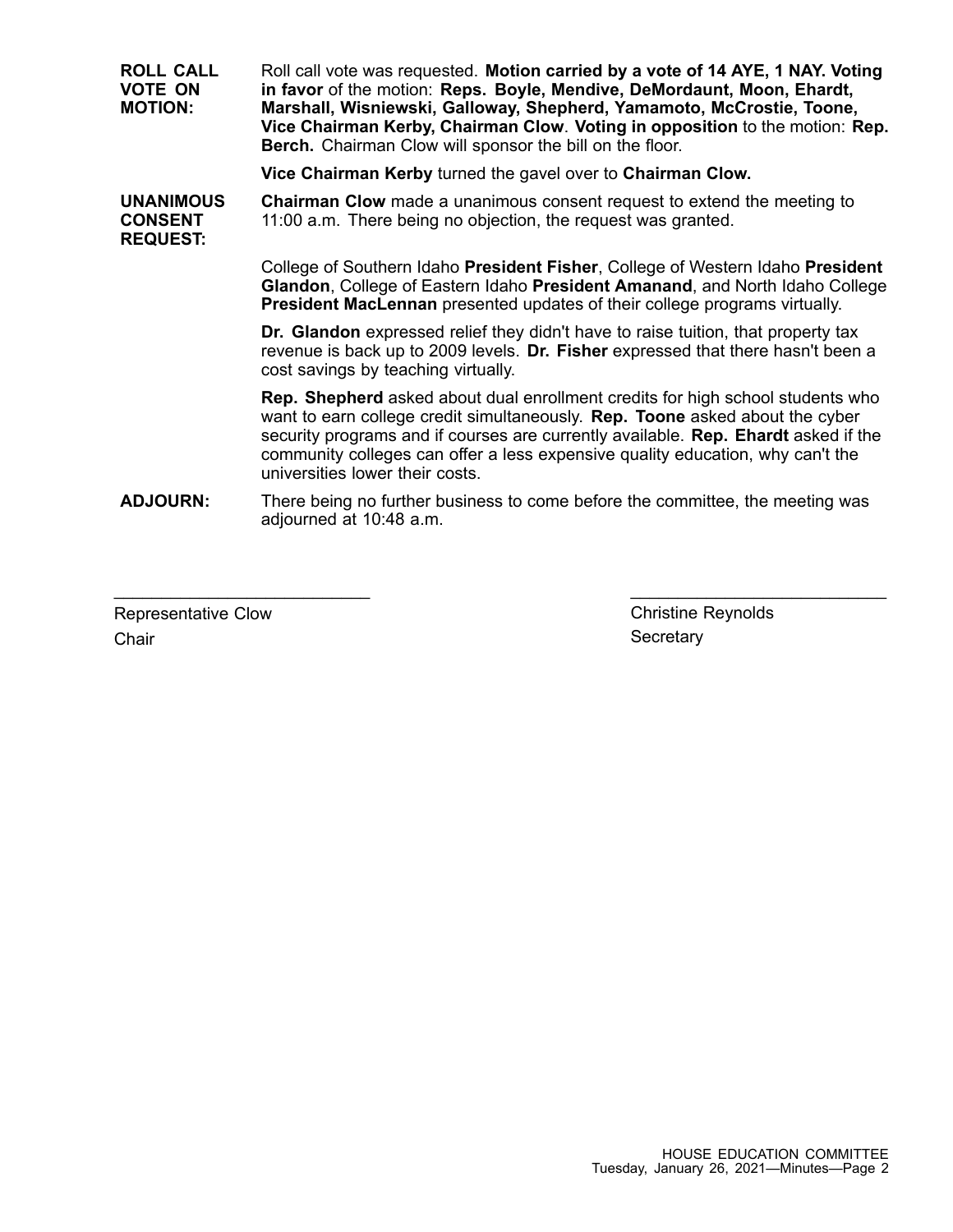**ROLL CALL VOTE ON MOTION:** Roll call vote was requested. **Motion carried by a vote of 14 AYE, 1 NAY. Voting in favor** of the motion: **Reps. Boyle, Mendive, DeMordaunt, Moon, Ehardt, Marshall, Wisniewski, Galloway, Shepherd, Yamamoto, McCrostie, Toone, Vice Chairman Kerby, Chairman Clow**. **Voting in opposition** to the motion: **Rep. Berch.** Chairman Clow will sponsor the bill on the floor.

**Vice Chairman Kerby** turned the gavel over to **Chairman Clow.**

**UNANIMOUS CONSENT REQUEST:** **Chairman Clow** made a unanimous consent request to extend the meeting to 11:00 a.m. There being no objection, the request was granted.

College of Southern Idaho **President Fisher**, College of Western Idaho **President Glandon**, College of Eastern Idaho **President Amanand**, and North Idaho College **President MacLennan** presented updates of their college programs virtually.

**Dr. Glandon** expressed relief they didn't have to raise tuition, that property tax revenue is back up to 2009 levels. **Dr. Fisher** expressed that there hasn't been a cost savings by teaching virtually.

**Rep. Shepherd** asked about dual enrollment credits for high school students who want to earn college credit simultaneously. **Rep. Toone** asked about the cyber security programs and if courses are currently available. **Rep. Ehardt** asked if the community colleges can offer a less expensive quality education, why can't the universities lower their costs.

**ADJOURN:** There being no further business to come before the committee, the meeting was adjourned at 10:48 a.m.

___________________________

Representative Clow
Chair

___________________________

Christine Reynolds
Secretary